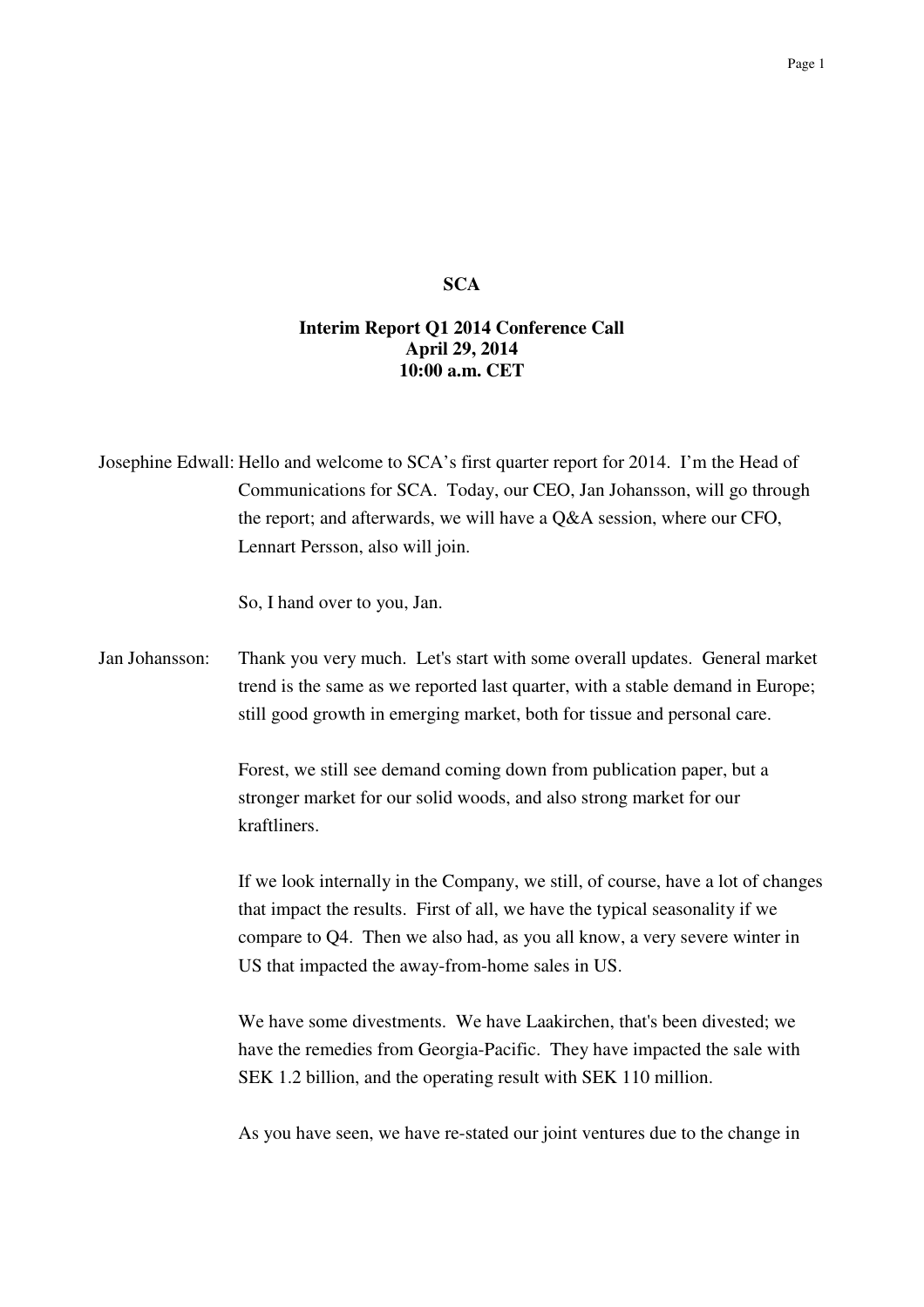**SCA**

**Interim Report Q1 2014 Conference Call**
**April 29, 2014**
**10:00 a.m. CET**

Josephine Edwall: Hello and welcome to SCA's first quarter report for 2014. I'm the Head of Communications for SCA. Today, our CEO, Jan Johansson, will go through the report; and afterwards, we will have a Q&A session, where our CFO, Lennart Persson, also will join.

So, I hand over to you, Jan.

Jan Johansson: Thank you very much. Let's start with some overall updates. General market trend is the same as we reported last quarter, with a stable demand in Europe; still good growth in emerging market, both for tissue and personal care.

Forest, we still see demand coming down from publication paper, but a stronger market for our solid woods, and also strong market for our kraftliners.

If we look internally in the Company, we still, of course, have a lot of changes that impact the results. First of all, we have the typical seasonality if we compare to Q4. Then we also had, as you all know, a very severe winter in US that impacted the away-from-home sales in US.

We have some divestments. We have Laakirchen, that's been divested; we have the remedies from Georgia-Pacific. They have impacted the sale with SEK 1.2 billion, and the operating result with SEK 110 million.

As you have seen, we have re-stated our joint ventures due to the change in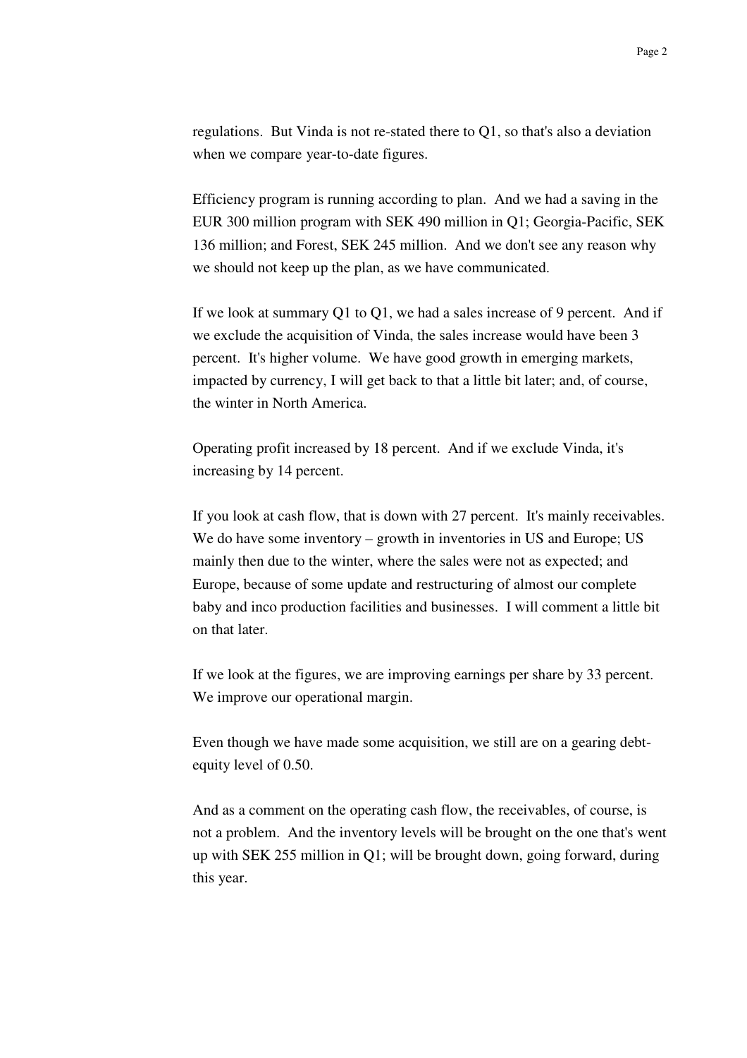regulations. But Vinda is not re-stated there to Q1, so that's also a deviation when we compare year-to-date figures.

Efficiency program is running according to plan. And we had a saving in the EUR 300 million program with SEK 490 million in Q1; Georgia-Pacific, SEK 136 million; and Forest, SEK 245 million. And we don't see any reason why we should not keep up the plan, as we have communicated.

If we look at summary Q1 to Q1, we had a sales increase of 9 percent. And if we exclude the acquisition of Vinda, the sales increase would have been 3 percent. It's higher volume. We have good growth in emerging markets, impacted by currency, I will get back to that a little bit later; and, of course, the winter in North America.

Operating profit increased by 18 percent. And if we exclude Vinda, it's increasing by 14 percent.

If you look at cash flow, that is down with 27 percent. It's mainly receivables. We do have some inventory – growth in inventories in US and Europe; US mainly then due to the winter, where the sales were not as expected; and Europe, because of some update and restructuring of almost our complete baby and inco production facilities and businesses. I will comment a little bit on that later.

If we look at the figures, we are improving earnings per share by 33 percent. We improve our operational margin.

Even though we have made some acquisition, we still are on a gearing debt-equity level of 0.50.

And as a comment on the operating cash flow, the receivables, of course, is not a problem. And the inventory levels will be brought on the one that's went up with SEK 255 million in Q1; will be brought down, going forward, during this year.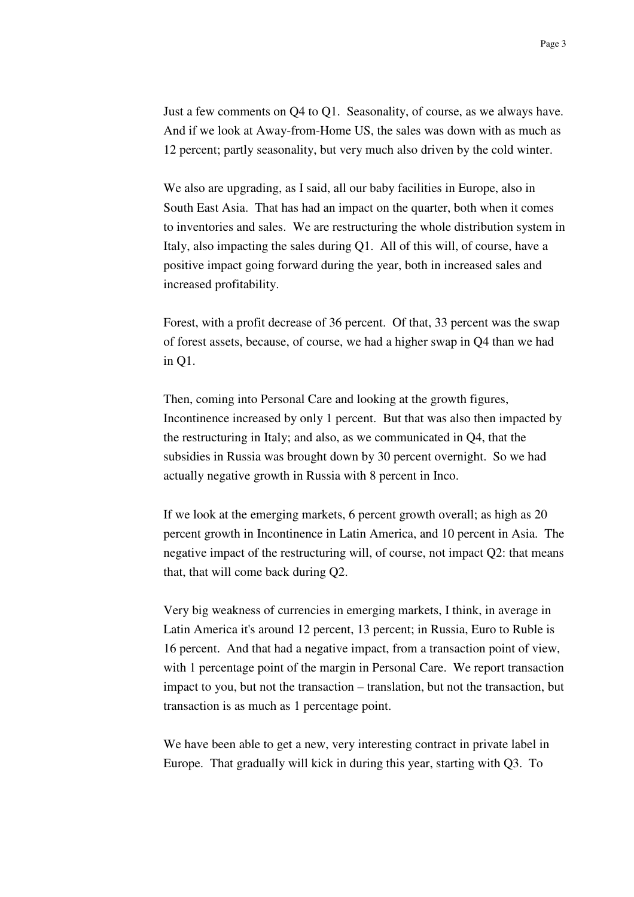Just a few comments on Q4 to Q1. Seasonality, of course, as we always have. And if we look at Away-from-Home US, the sales was down with as much as 12 percent; partly seasonality, but very much also driven by the cold winter.

We also are upgrading, as I said, all our baby facilities in Europe, also in South East Asia. That has had an impact on the quarter, both when it comes to inventories and sales. We are restructuring the whole distribution system in Italy, also impacting the sales during Q1. All of this will, of course, have a positive impact going forward during the year, both in increased sales and increased profitability.

Forest, with a profit decrease of 36 percent. Of that, 33 percent was the swap of forest assets, because, of course, we had a higher swap in Q4 than we had in Q1.

Then, coming into Personal Care and looking at the growth figures, Incontinence increased by only 1 percent. But that was also then impacted by the restructuring in Italy; and also, as we communicated in Q4, that the subsidies in Russia was brought down by 30 percent overnight. So we had actually negative growth in Russia with 8 percent in Inco.

If we look at the emerging markets, 6 percent growth overall; as high as 20 percent growth in Incontinence in Latin America, and 10 percent in Asia. The negative impact of the restructuring will, of course, not impact Q2: that means that, that will come back during Q2.

Very big weakness of currencies in emerging markets, I think, in average in Latin America it's around 12 percent, 13 percent; in Russia, Euro to Ruble is 16 percent. And that had a negative impact, from a transaction point of view, with 1 percentage point of the margin in Personal Care. We report transaction impact to you, but not the transaction – translation, but not the transaction, but transaction is as much as 1 percentage point.

We have been able to get a new, very interesting contract in private label in Europe. That gradually will kick in during this year, starting with Q3. To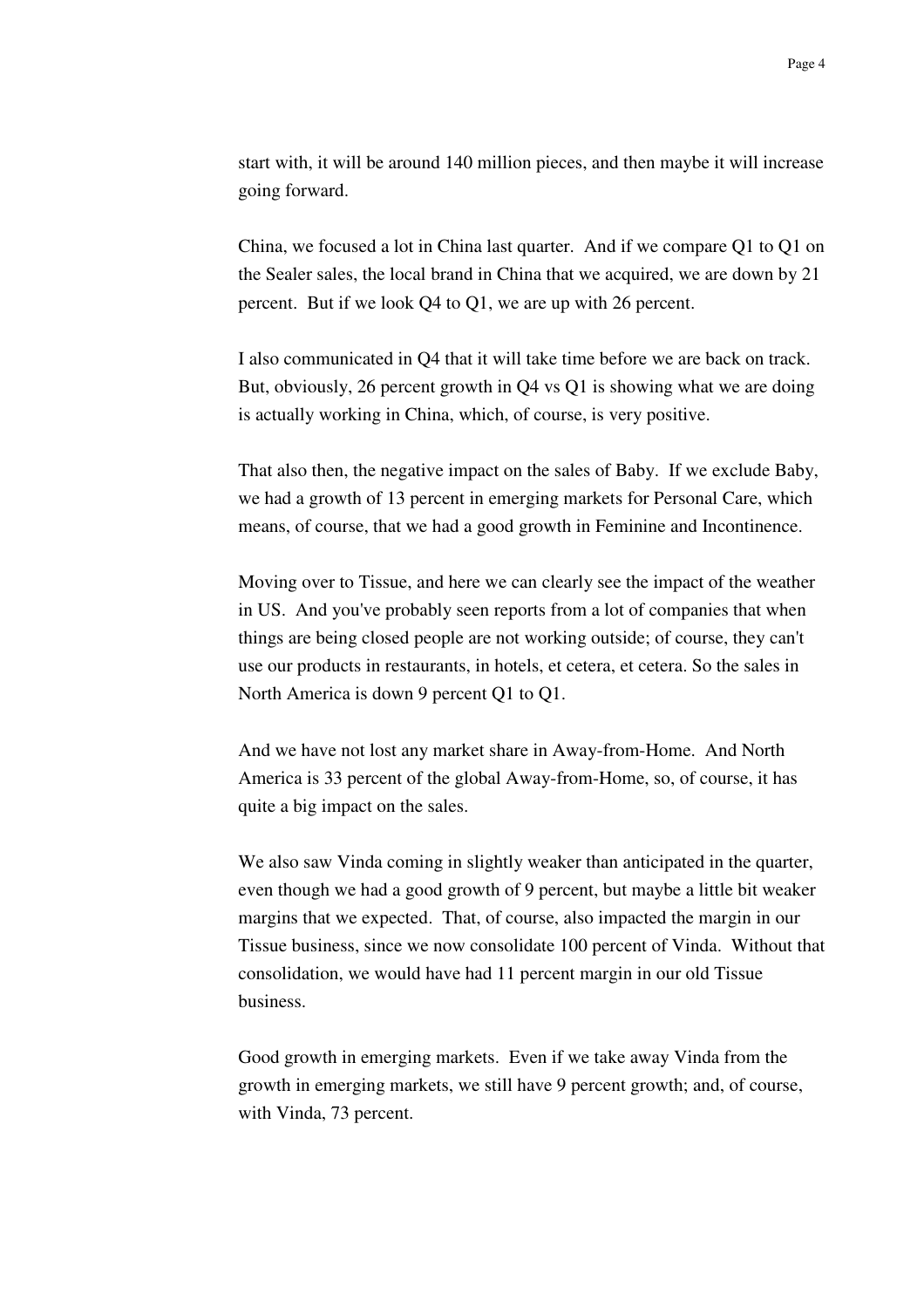start with, it will be around 140 million pieces, and then maybe it will increase going forward.

China, we focused a lot in China last quarter. And if we compare Q1 to Q1 on the Sealer sales, the local brand in China that we acquired, we are down by 21 percent. But if we look Q4 to Q1, we are up with 26 percent.

I also communicated in Q4 that it will take time before we are back on track. But, obviously, 26 percent growth in Q4 vs Q1 is showing what we are doing is actually working in China, which, of course, is very positive.

That also then, the negative impact on the sales of Baby. If we exclude Baby, we had a growth of 13 percent in emerging markets for Personal Care, which means, of course, that we had a good growth in Feminine and Incontinence.

Moving over to Tissue, and here we can clearly see the impact of the weather in US. And you've probably seen reports from a lot of companies that when things are being closed people are not working outside; of course, they can't use our products in restaurants, in hotels, et cetera, et cetera. So the sales in North America is down 9 percent Q1 to Q1.

And we have not lost any market share in Away-from-Home. And North America is 33 percent of the global Away-from-Home, so, of course, it has quite a big impact on the sales.

We also saw Vinda coming in slightly weaker than anticipated in the quarter, even though we had a good growth of 9 percent, but maybe a little bit weaker margins that we expected. That, of course, also impacted the margin in our Tissue business, since we now consolidate 100 percent of Vinda. Without that consolidation, we would have had 11 percent margin in our old Tissue business.

Good growth in emerging markets. Even if we take away Vinda from the growth in emerging markets, we still have 9 percent growth; and, of course, with Vinda, 73 percent.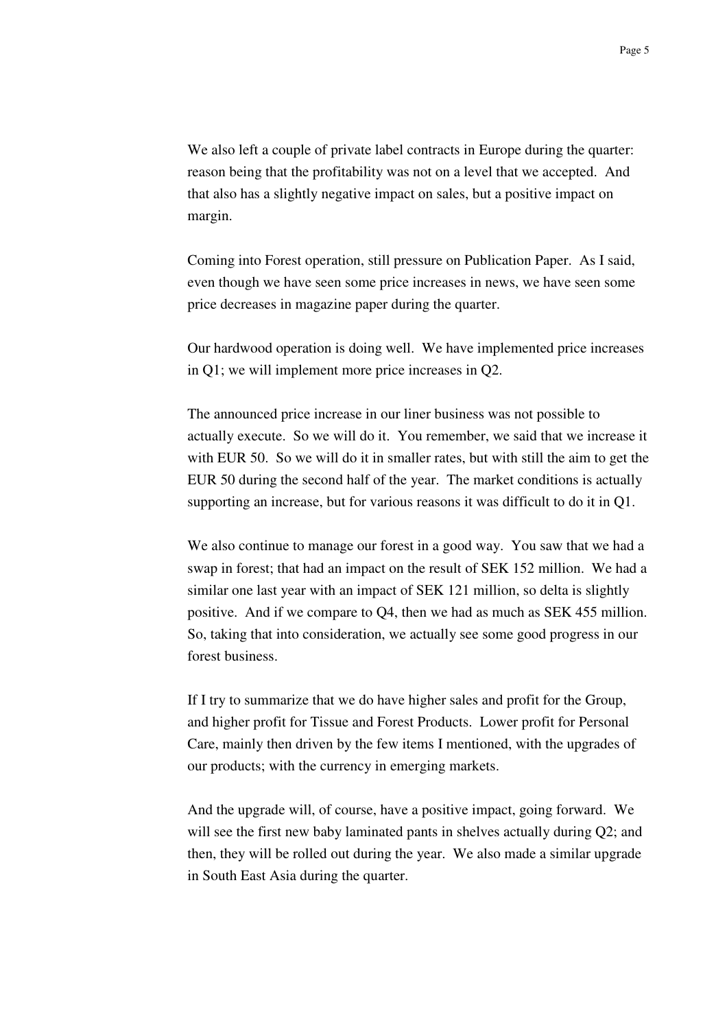We also left a couple of private label contracts in Europe during the quarter: reason being that the profitability was not on a level that we accepted. And that also has a slightly negative impact on sales, but a positive impact on margin.

Coming into Forest operation, still pressure on Publication Paper. As I said, even though we have seen some price increases in news, we have seen some price decreases in magazine paper during the quarter.

Our hardwood operation is doing well. We have implemented price increases in Q1; we will implement more price increases in Q2.

The announced price increase in our liner business was not possible to actually execute. So we will do it. You remember, we said that we increase it with EUR 50. So we will do it in smaller rates, but with still the aim to get the EUR 50 during the second half of the year. The market conditions is actually supporting an increase, but for various reasons it was difficult to do it in Q1.

We also continue to manage our forest in a good way. You saw that we had a swap in forest; that had an impact on the result of SEK 152 million. We had a similar one last year with an impact of SEK 121 million, so delta is slightly positive. And if we compare to Q4, then we had as much as SEK 455 million. So, taking that into consideration, we actually see some good progress in our forest business.

If I try to summarize that we do have higher sales and profit for the Group, and higher profit for Tissue and Forest Products. Lower profit for Personal Care, mainly then driven by the few items I mentioned, with the upgrades of our products; with the currency in emerging markets.

And the upgrade will, of course, have a positive impact, going forward. We will see the first new baby laminated pants in shelves actually during Q2; and then, they will be rolled out during the year. We also made a similar upgrade in South East Asia during the quarter.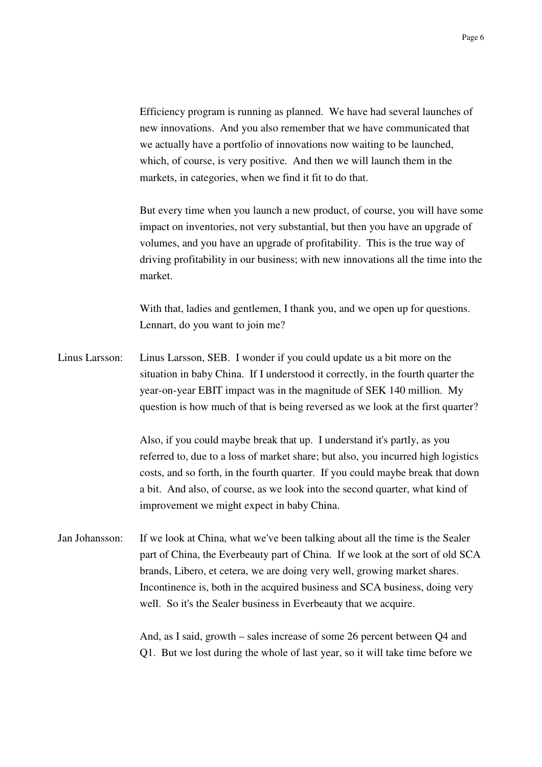Efficiency program is running as planned. We have had several launches of new innovations. And you also remember that we have communicated that we actually have a portfolio of innovations now waiting to be launched, which, of course, is very positive. And then we will launch them in the markets, in categories, when we find it fit to do that.

But every time when you launch a new product, of course, you will have some impact on inventories, not very substantial, but then you have an upgrade of volumes, and you have an upgrade of profitability. This is the true way of driving profitability in our business; with new innovations all the time into the market.

With that, ladies and gentlemen, I thank you, and we open up for questions. Lennart, do you want to join me?

Linus Larsson: Linus Larsson, SEB. I wonder if you could update us a bit more on the situation in baby China. If I understood it correctly, in the fourth quarter the year-on-year EBIT impact was in the magnitude of SEK 140 million. My question is how much of that is being reversed as we look at the first quarter?

Also, if you could maybe break that up. I understand it's partly, as you referred to, due to a loss of market share; but also, you incurred high logistics costs, and so forth, in the fourth quarter. If you could maybe break that down a bit. And also, of course, as we look into the second quarter, what kind of improvement we might expect in baby China.

Jan Johansson: If we look at China, what we've been talking about all the time is the Sealer part of China, the Everbeauty part of China. If we look at the sort of old SCA brands, Libero, et cetera, we are doing very well, growing market shares. Incontinence is, both in the acquired business and SCA business, doing very well. So it's the Sealer business in Everbeauty that we acquire.

And, as I said, growth – sales increase of some 26 percent between Q4 and Q1. But we lost during the whole of last year, so it will take time before we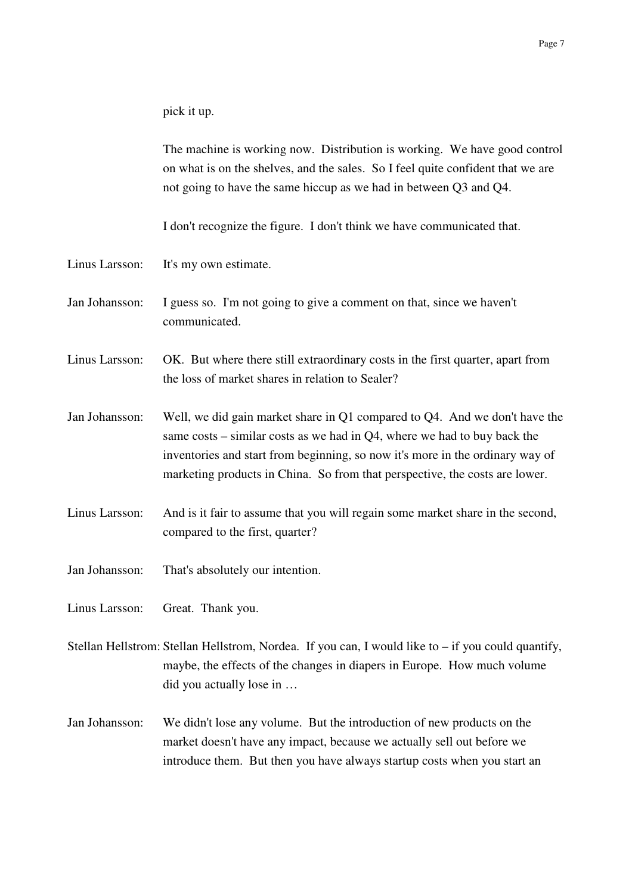pick it up.

The machine is working now. Distribution is working. We have good control on what is on the shelves, and the sales. So I feel quite confident that we are not going to have the same hiccup as we had in between Q3 and Q4.

I don't recognize the figure. I don't think we have communicated that.

Linus Larsson: It's my own estimate.

Jan Johansson: I guess so. I'm not going to give a comment on that, since we haven't communicated.

Linus Larsson: OK. But where there still extraordinary costs in the first quarter, apart from the loss of market shares in relation to Sealer?

Jan Johansson: Well, we did gain market share in Q1 compared to Q4. And we don't have the same costs – similar costs as we had in Q4, where we had to buy back the inventories and start from beginning, so now it's more in the ordinary way of marketing products in China. So from that perspective, the costs are lower.

Linus Larsson: And is it fair to assume that you will regain some market share in the second, compared to the first, quarter?

Jan Johansson: That's absolutely our intention.

Linus Larsson: Great. Thank you.

Stellan Hellstrom: Stellan Hellstrom, Nordea. If you can, I would like to – if you could quantify, maybe, the effects of the changes in diapers in Europe. How much volume did you actually lose in …

Jan Johansson: We didn't lose any volume. But the introduction of new products on the market doesn't have any impact, because we actually sell out before we introduce them. But then you have always startup costs when you start an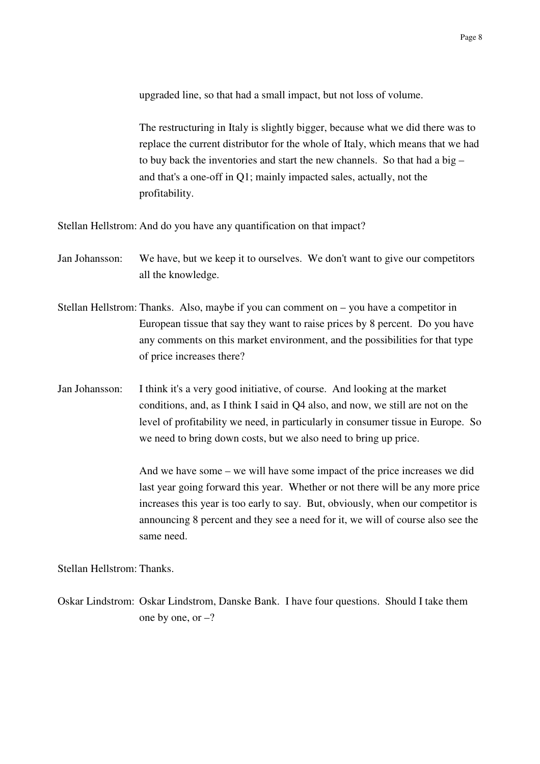upgraded line, so that had a small impact, but not loss of volume.

The restructuring in Italy is slightly bigger, because what we did there was to replace the current distributor for the whole of Italy, which means that we had to buy back the inventories and start the new channels. So that had a big – and that's a one-off in Q1; mainly impacted sales, actually, not the profitability.

Stellan Hellstrom: And do you have any quantification on that impact?

Jan Johansson: We have, but we keep it to ourselves. We don't want to give our competitors all the knowledge.

Stellan Hellstrom: Thanks. Also, maybe if you can comment on – you have a competitor in European tissue that say they want to raise prices by 8 percent. Do you have any comments on this market environment, and the possibilities for that type of price increases there?

Jan Johansson: I think it's a very good initiative, of course. And looking at the market conditions, and, as I think I said in Q4 also, and now, we still are not on the level of profitability we need, in particularly in consumer tissue in Europe. So we need to bring down costs, but we also need to bring up price.

And we have some – we will have some impact of the price increases we did last year going forward this year. Whether or not there will be any more price increases this year is too early to say. But, obviously, when our competitor is announcing 8 percent and they see a need for it, we will of course also see the same need.

Stellan Hellstrom: Thanks.

Oskar Lindstrom: Oskar Lindstrom, Danske Bank. I have four questions. Should I take them one by one, or –?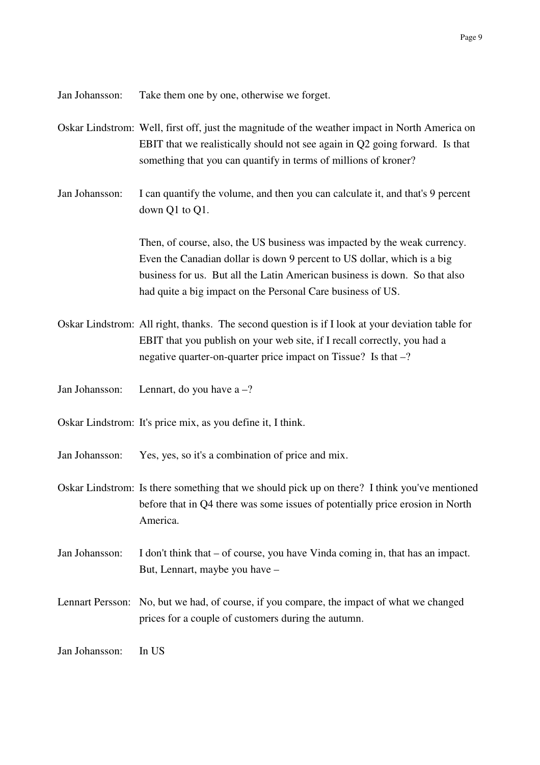Jan Johansson: Take them one by one, otherwise we forget.

Oskar Lindstrom: Well, first off, just the magnitude of the weather impact in North America on EBIT that we realistically should not see again in Q2 going forward. Is that something that you can quantify in terms of millions of kroner?

Jan Johansson: I can quantify the volume, and then you can calculate it, and that's 9 percent down Q1 to Q1.

Then, of course, also, the US business was impacted by the weak currency. Even the Canadian dollar is down 9 percent to US dollar, which is a big business for us. But all the Latin American business is down. So that also had quite a big impact on the Personal Care business of US.

Oskar Lindstrom: All right, thanks. The second question is if I look at your deviation table for EBIT that you publish on your web site, if I recall correctly, you had a negative quarter-on-quarter price impact on Tissue? Is that –?

Jan Johansson: Lennart, do you have a –?

Oskar Lindstrom: It's price mix, as you define it, I think.

Jan Johansson: Yes, yes, so it's a combination of price and mix.

Oskar Lindstrom: Is there something that we should pick up on there? I think you've mentioned before that in Q4 there was some issues of potentially price erosion in North America.

Jan Johansson: I don't think that – of course, you have Vinda coming in, that has an impact. But, Lennart, maybe you have –

Lennart Persson: No, but we had, of course, if you compare, the impact of what we changed prices for a couple of customers during the autumn.

Jan Johansson: In US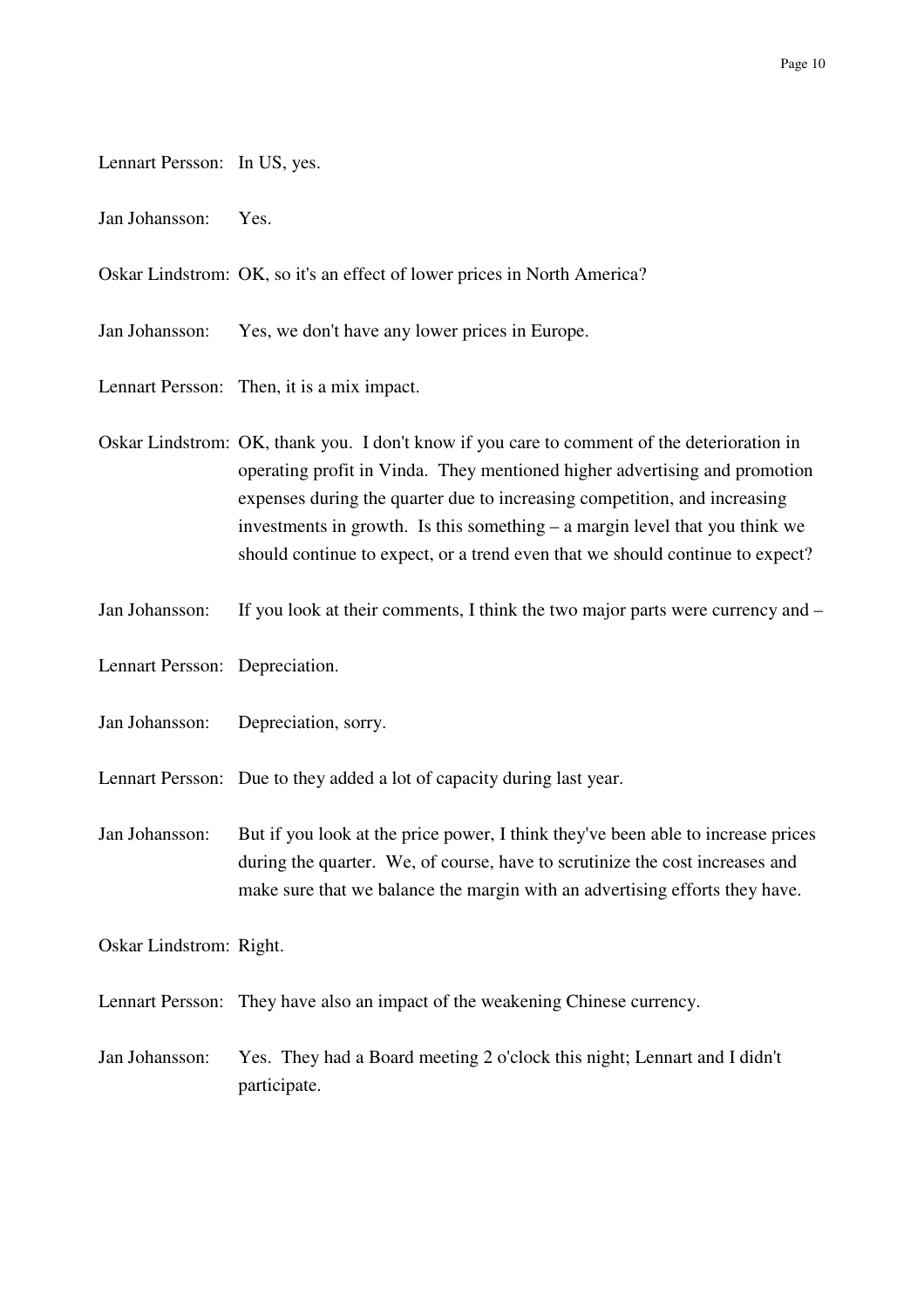Lennart Persson: In US, yes.

Jan Johansson: Yes.

Oskar Lindstrom: OK, so it's an effect of lower prices in North America?

Jan Johansson: Yes, we don't have any lower prices in Europe.

Lennart Persson: Then, it is a mix impact.

Oskar Lindstrom: OK, thank you. I don't know if you care to comment of the deterioration in operating profit in Vinda. They mentioned higher advertising and promotion expenses during the quarter due to increasing competition, and increasing investments in growth. Is this something – a margin level that you think we should continue to expect, or a trend even that we should continue to expect?

Jan Johansson: If you look at their comments, I think the two major parts were currency and –

Lennart Persson: Depreciation.

Jan Johansson: Depreciation, sorry.

Lennart Persson: Due to they added a lot of capacity during last year.

Jan Johansson: But if you look at the price power, I think they've been able to increase prices during the quarter. We, of course, have to scrutinize the cost increases and make sure that we balance the margin with an advertising efforts they have.

Oskar Lindstrom: Right.

Lennart Persson: They have also an impact of the weakening Chinese currency.

Jan Johansson: Yes. They had a Board meeting 2 o'clock this night; Lennart and I didn't participate.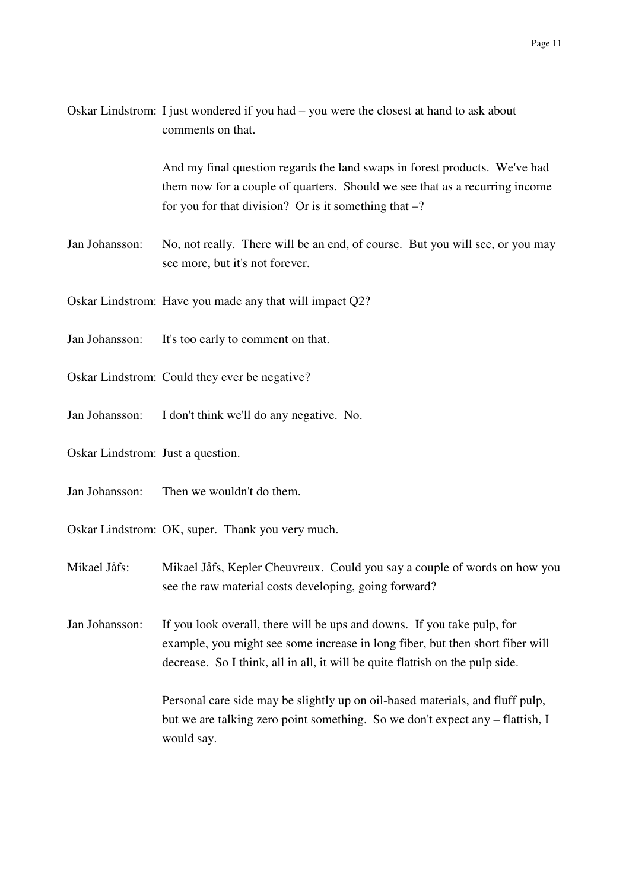Oskar Lindstrom: I just wondered if you had – you were the closest at hand to ask about comments on that.

And my final question regards the land swaps in forest products. We've had them now for a couple of quarters. Should we see that as a recurring income for you for that division? Or is it something that –?

Jan Johansson: No, not really. There will be an end, of course. But you will see, or you may see more, but it's not forever.

Oskar Lindstrom: Have you made any that will impact Q2?

Jan Johansson: It's too early to comment on that.

Oskar Lindstrom: Could they ever be negative?

Jan Johansson: I don't think we'll do any negative. No.

Oskar Lindstrom: Just a question.

Jan Johansson: Then we wouldn't do them.

Oskar Lindstrom: OK, super. Thank you very much.

Mikael Jåfs: Mikael Jåfs, Kepler Cheuvreux. Could you say a couple of words on how you see the raw material costs developing, going forward?

Jan Johansson: If you look overall, there will be ups and downs. If you take pulp, for example, you might see some increase in long fiber, but then short fiber will decrease. So I think, all in all, it will be quite flattish on the pulp side.

Personal care side may be slightly up on oil-based materials, and fluff pulp, but we are talking zero point something. So we don't expect any – flattish, I would say.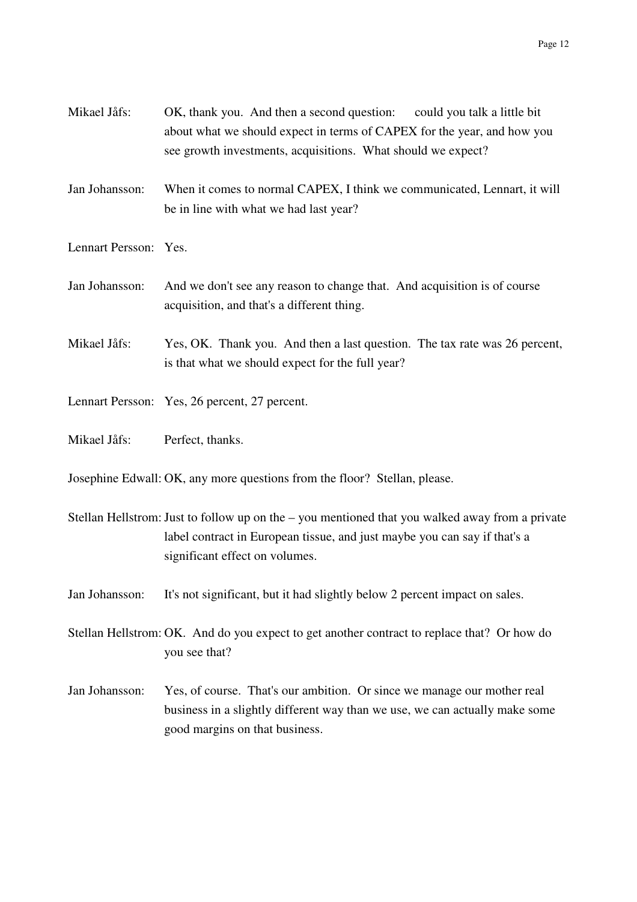Mikael Jåfs: OK, thank you. And then a second question: could you talk a little bit about what we should expect in terms of CAPEX for the year, and how you see growth investments, acquisitions. What should we expect?

Jan Johansson: When it comes to normal CAPEX, I think we communicated, Lennart, it will be in line with what we had last year?

Lennart Persson: Yes.

Jan Johansson: And we don't see any reason to change that. And acquisition is of course acquisition, and that's a different thing.

Mikael Jåfs: Yes, OK. Thank you. And then a last question. The tax rate was 26 percent, is that what we should expect for the full year?

Lennart Persson: Yes, 26 percent, 27 percent.

Mikael Jåfs: Perfect, thanks.

Josephine Edwall: OK, any more questions from the floor? Stellan, please.

Stellan Hellstrom: Just to follow up on the – you mentioned that you walked away from a private label contract in European tissue, and just maybe you can say if that's a significant effect on volumes.

Jan Johansson: It's not significant, but it had slightly below 2 percent impact on sales.

Stellan Hellstrom: OK. And do you expect to get another contract to replace that? Or how do you see that?

Jan Johansson: Yes, of course. That's our ambition. Or since we manage our mother real business in a slightly different way than we use, we can actually make some good margins on that business.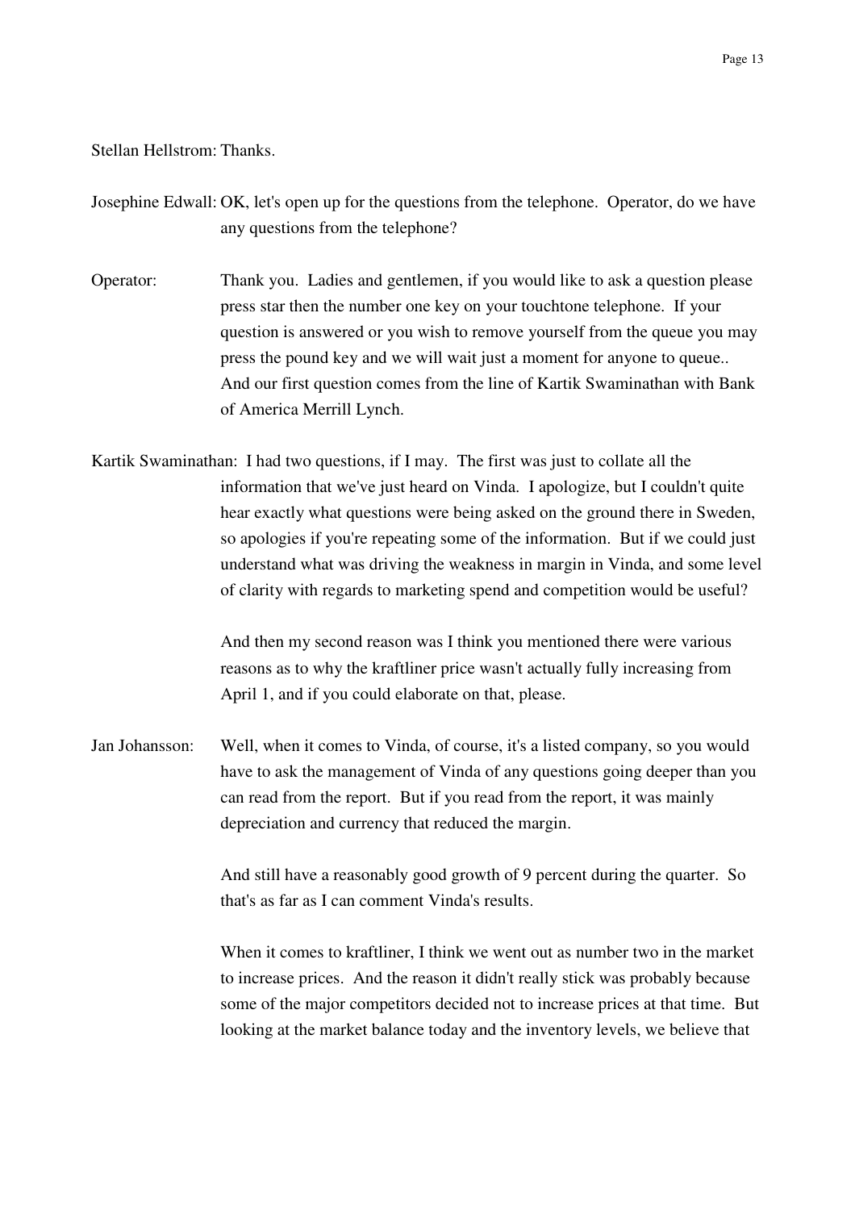Stellan Hellstrom: Thanks.

Josephine Edwall: OK, let's open up for the questions from the telephone. Operator, do we have any questions from the telephone?

Operator: Thank you. Ladies and gentlemen, if you would like to ask a question please press star then the number one key on your touchtone telephone. If your question is answered or you wish to remove yourself from the queue you may press the pound key and we will wait just a moment for anyone to queue.. And our first question comes from the line of Kartik Swaminathan with Bank of America Merrill Lynch.

Kartik Swaminathan: I had two questions, if I may. The first was just to collate all the information that we've just heard on Vinda. I apologize, but I couldn't quite hear exactly what questions were being asked on the ground there in Sweden, so apologies if you're repeating some of the information. But if we could just understand what was driving the weakness in margin in Vinda, and some level of clarity with regards to marketing spend and competition would be useful?

And then my second reason was I think you mentioned there were various reasons as to why the kraftliner price wasn't actually fully increasing from April 1, and if you could elaborate on that, please.

Jan Johansson: Well, when it comes to Vinda, of course, it's a listed company, so you would have to ask the management of Vinda of any questions going deeper than you can read from the report. But if you read from the report, it was mainly depreciation and currency that reduced the margin.

And still have a reasonably good growth of 9 percent during the quarter. So that's as far as I can comment Vinda's results.

When it comes to kraftliner, I think we went out as number two in the market to increase prices. And the reason it didn't really stick was probably because some of the major competitors decided not to increase prices at that time. But looking at the market balance today and the inventory levels, we believe that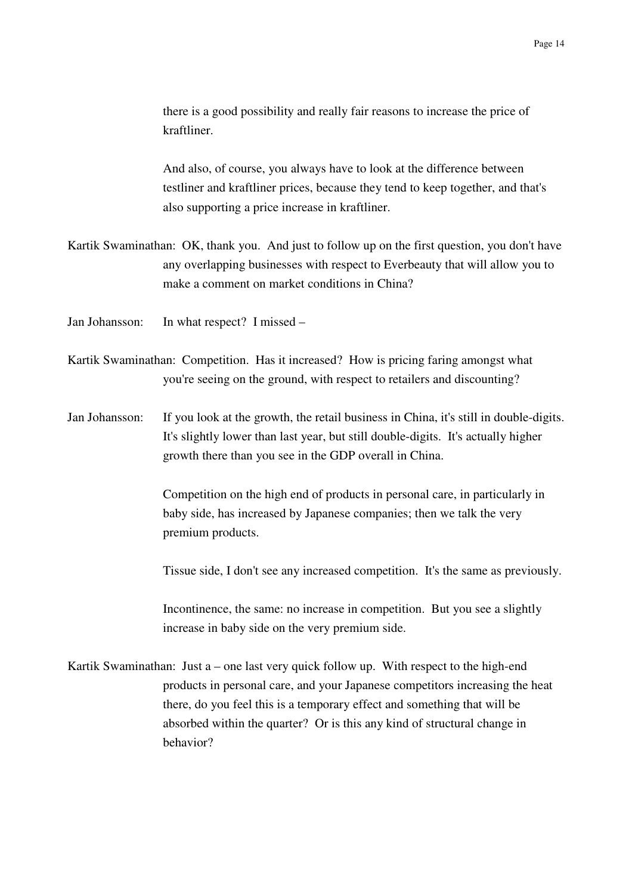there is a good possibility and really fair reasons to increase the price of kraftliner.

And also, of course, you always have to look at the difference between testliner and kraftliner prices, because they tend to keep together, and that's also supporting a price increase in kraftliner.

Kartik Swaminathan: OK, thank you. And just to follow up on the first question, you don't have any overlapping businesses with respect to Everbeauty that will allow you to make a comment on market conditions in China?

Jan Johansson: In what respect? I missed –

Kartik Swaminathan: Competition. Has it increased? How is pricing faring amongst what you're seeing on the ground, with respect to retailers and discounting?

Jan Johansson: If you look at the growth, the retail business in China, it's still in double-digits. It's slightly lower than last year, but still double-digits. It's actually higher growth there than you see in the GDP overall in China.

Competition on the high end of products in personal care, in particularly in baby side, has increased by Japanese companies; then we talk the very premium products.

Tissue side, I don't see any increased competition. It's the same as previously.

Incontinence, the same: no increase in competition. But you see a slightly increase in baby side on the very premium side.

Kartik Swaminathan: Just a – one last very quick follow up. With respect to the high-end products in personal care, and your Japanese competitors increasing the heat there, do you feel this is a temporary effect and something that will be absorbed within the quarter? Or is this any kind of structural change in behavior?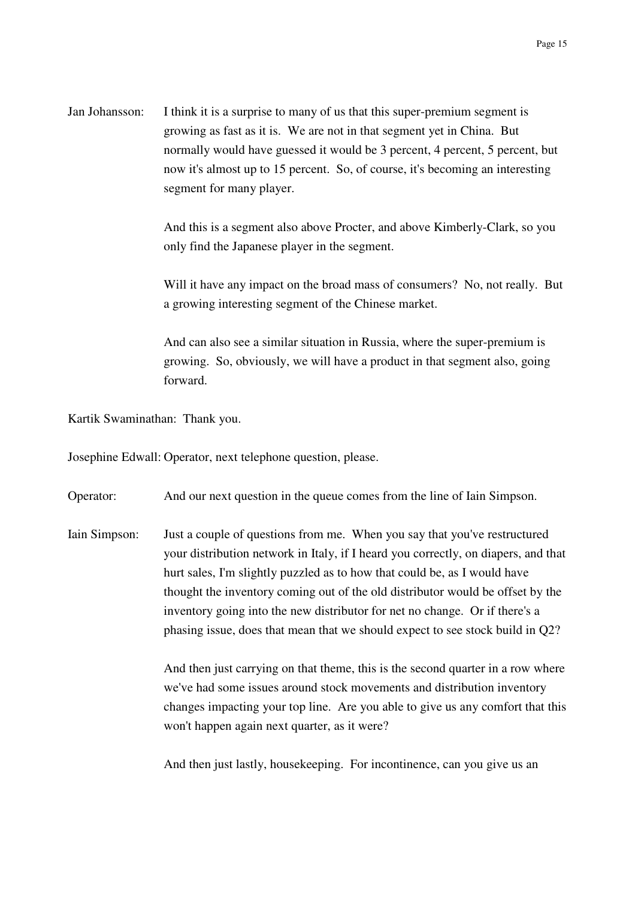Jan Johansson: I think it is a surprise to many of us that this super-premium segment is growing as fast as it is. We are not in that segment yet in China. But normally would have guessed it would be 3 percent, 4 percent, 5 percent, but now it's almost up to 15 percent. So, of course, it's becoming an interesting segment for many player.

And this is a segment also above Procter, and above Kimberly-Clark, so you only find the Japanese player in the segment.

Will it have any impact on the broad mass of consumers? No, not really. But a growing interesting segment of the Chinese market.

And can also see a similar situation in Russia, where the super-premium is growing. So, obviously, we will have a product in that segment also, going forward.

Kartik Swaminathan: Thank you.

Josephine Edwall: Operator, next telephone question, please.

Operator: And our next question in the queue comes from the line of Iain Simpson.

Iain Simpson: Just a couple of questions from me. When you say that you've restructured your distribution network in Italy, if I heard you correctly, on diapers, and that hurt sales, I'm slightly puzzled as to how that could be, as I would have thought the inventory coming out of the old distributor would be offset by the inventory going into the new distributor for net no change. Or if there's a phasing issue, does that mean that we should expect to see stock build in Q2?

And then just carrying on that theme, this is the second quarter in a row where we've had some issues around stock movements and distribution inventory changes impacting your top line. Are you able to give us any comfort that this won't happen again next quarter, as it were?

And then just lastly, housekeeping. For incontinence, can you give us an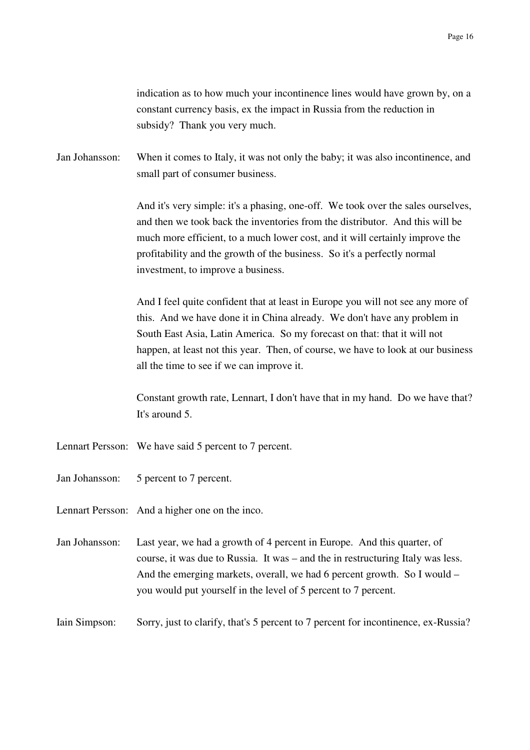indication as to how much your incontinence lines would have grown by, on a constant currency basis, ex the impact in Russia from the reduction in subsidy? Thank you very much.

Jan Johansson: When it comes to Italy, it was not only the baby; it was also incontinence, and small part of consumer business.

And it's very simple: it's a phasing, one-off. We took over the sales ourselves, and then we took back the inventories from the distributor. And this will be much more efficient, to a much lower cost, and it will certainly improve the profitability and the growth of the business. So it's a perfectly normal investment, to improve a business.

And I feel quite confident that at least in Europe you will not see any more of this. And we have done it in China already. We don't have any problem in South East Asia, Latin America. So my forecast on that: that it will not happen, at least not this year. Then, of course, we have to look at our business all the time to see if we can improve it.

Constant growth rate, Lennart, I don't have that in my hand. Do we have that? It's around 5.

Lennart Persson: We have said 5 percent to 7 percent.

Jan Johansson: 5 percent to 7 percent.

Lennart Persson: And a higher one on the inco.

Jan Johansson: Last year, we had a growth of 4 percent in Europe. And this quarter, of course, it was due to Russia. It was – and the in restructuring Italy was less. And the emerging markets, overall, we had 6 percent growth. So I would – you would put yourself in the level of 5 percent to 7 percent.

Iain Simpson: Sorry, just to clarify, that's 5 percent to 7 percent for incontinence, ex-Russia?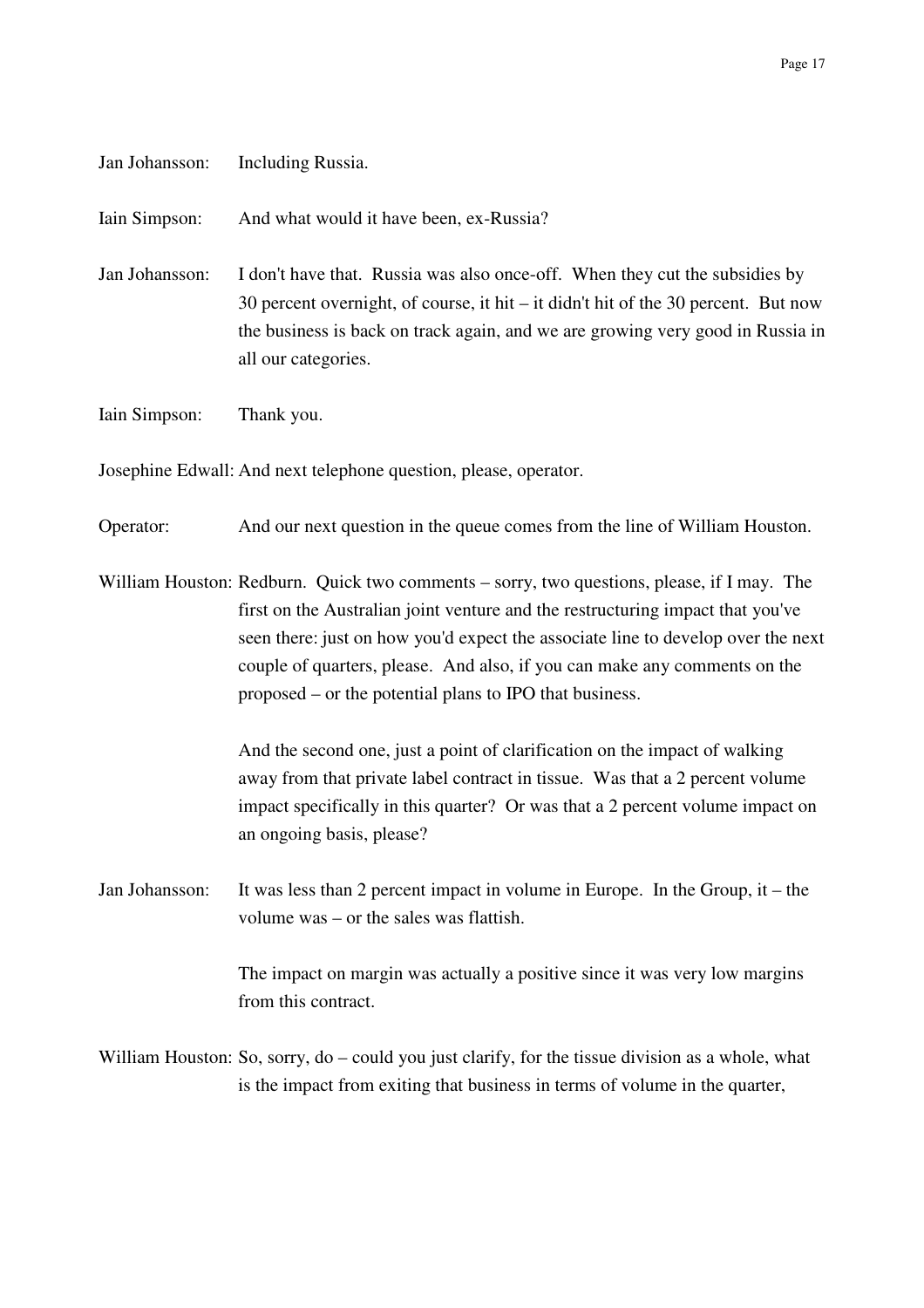Jan Johansson: Including Russia.

Iain Simpson: And what would it have been, ex-Russia?

Jan Johansson: I don't have that. Russia was also once-off. When they cut the subsidies by 30 percent overnight, of course, it hit – it didn't hit of the 30 percent. But now the business is back on track again, and we are growing very good in Russia in all our categories.

Iain Simpson: Thank you.

Josephine Edwall: And next telephone question, please, operator.

Operator: And our next question in the queue comes from the line of William Houston.

William Houston: Redburn. Quick two comments – sorry, two questions, please, if I may. The first on the Australian joint venture and the restructuring impact that you've seen there: just on how you'd expect the associate line to develop over the next couple of quarters, please. And also, if you can make any comments on the proposed – or the potential plans to IPO that business.

And the second one, just a point of clarification on the impact of walking away from that private label contract in tissue. Was that a 2 percent volume impact specifically in this quarter? Or was that a 2 percent volume impact on an ongoing basis, please?

Jan Johansson: It was less than 2 percent impact in volume in Europe. In the Group, it – the volume was – or the sales was flattish.

The impact on margin was actually a positive since it was very low margins from this contract.

William Houston: So, sorry, do – could you just clarify, for the tissue division as a whole, what is the impact from exiting that business in terms of volume in the quarter,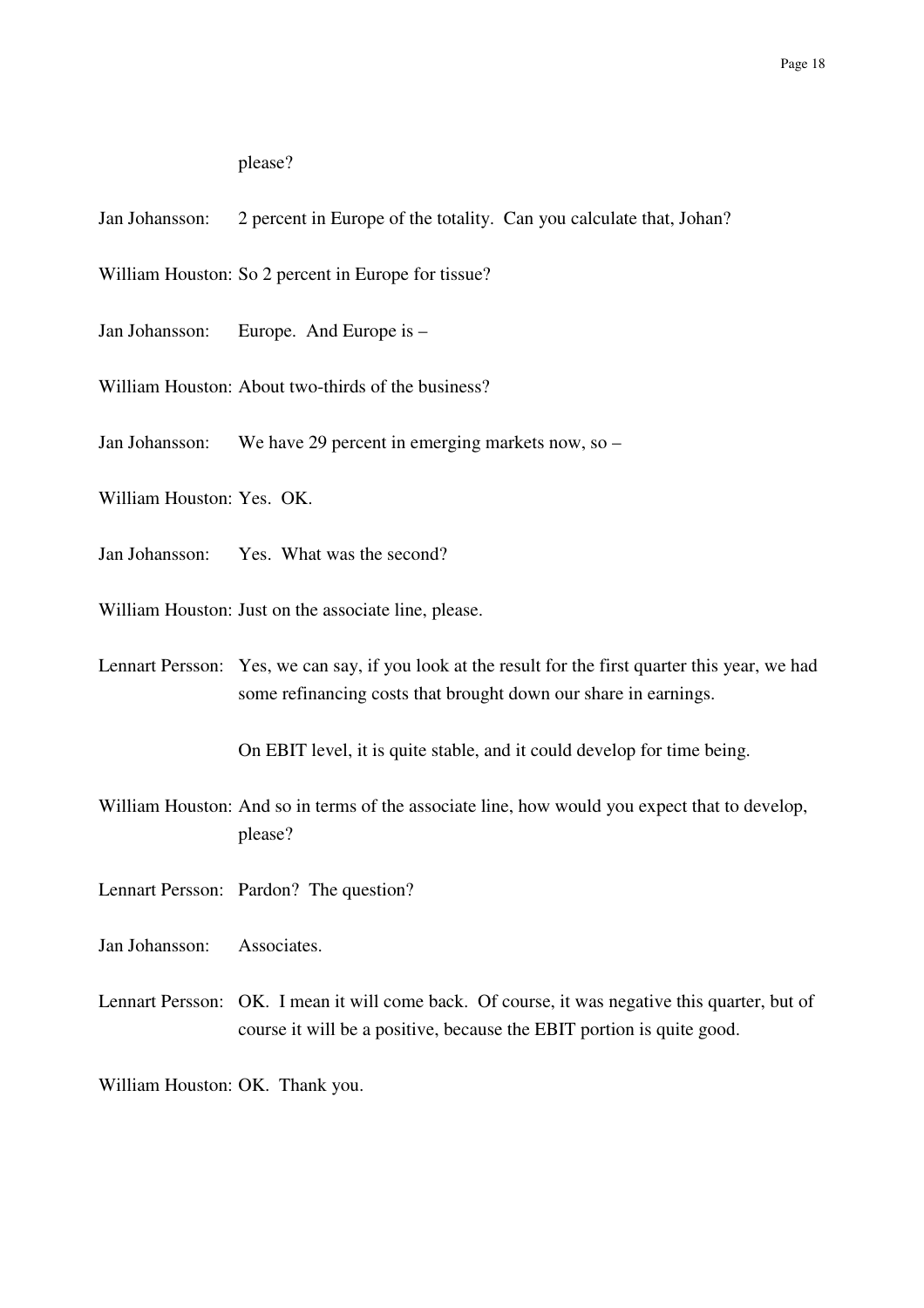please?

Jan Johansson: 2 percent in Europe of the totality. Can you calculate that, Johan?

William Houston: So 2 percent in Europe for tissue?

Jan Johansson: Europe. And Europe is –

William Houston: About two-thirds of the business?

Jan Johansson: We have 29 percent in emerging markets now, so –

William Houston: Yes. OK.

Jan Johansson: Yes. What was the second?

William Houston: Just on the associate line, please.

Lennart Persson: Yes, we can say, if you look at the result for the first quarter this year, we had some refinancing costs that brought down our share in earnings.

On EBIT level, it is quite stable, and it could develop for time being.

William Houston: And so in terms of the associate line, how would you expect that to develop, please?

Lennart Persson: Pardon? The question?

Jan Johansson: Associates.

Lennart Persson: OK. I mean it will come back. Of course, it was negative this quarter, but of course it will be a positive, because the EBIT portion is quite good.

William Houston: OK. Thank you.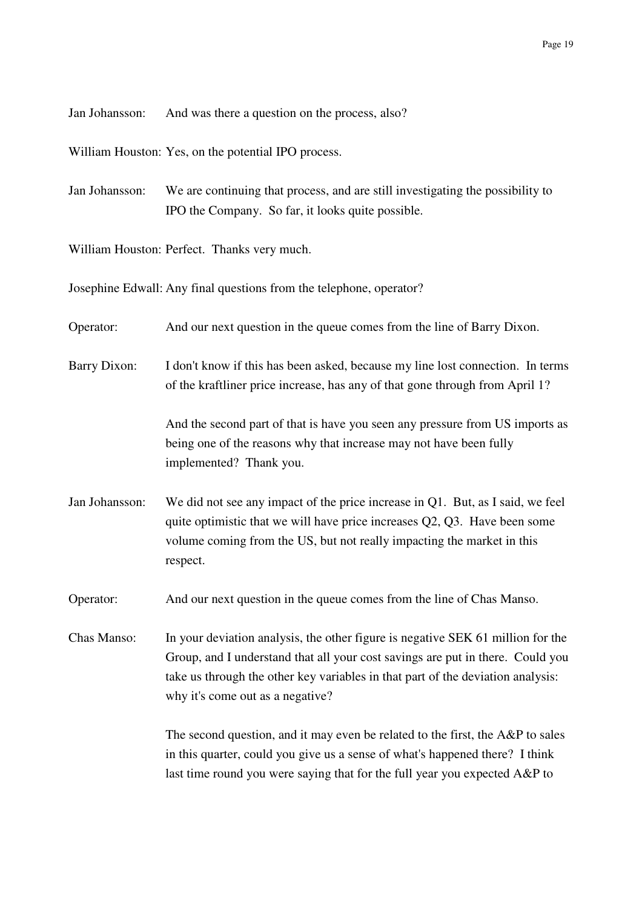Jan Johansson: And was there a question on the process, also?

William Houston: Yes, on the potential IPO process.

Jan Johansson: We are continuing that process, and are still investigating the possibility to IPO the Company. So far, it looks quite possible.

William Houston: Perfect. Thanks very much.

Josephine Edwall: Any final questions from the telephone, operator?

Operator: And our next question in the queue comes from the line of Barry Dixon.

Barry Dixon: I don't know if this has been asked, because my line lost connection. In terms of the kraftliner price increase, has any of that gone through from April 1?

And the second part of that is have you seen any pressure from US imports as being one of the reasons why that increase may not have been fully implemented? Thank you.

Jan Johansson: We did not see any impact of the price increase in Q1. But, as I said, we feel quite optimistic that we will have price increases Q2, Q3. Have been some volume coming from the US, but not really impacting the market in this respect.

Operator: And our next question in the queue comes from the line of Chas Manso.

Chas Manso: In your deviation analysis, the other figure is negative SEK 61 million for the Group, and I understand that all your cost savings are put in there. Could you take us through the other key variables in that part of the deviation analysis: why it's come out as a negative?

The second question, and it may even be related to the first, the A&P to sales in this quarter, could you give us a sense of what's happened there? I think last time round you were saying that for the full year you expected A&P to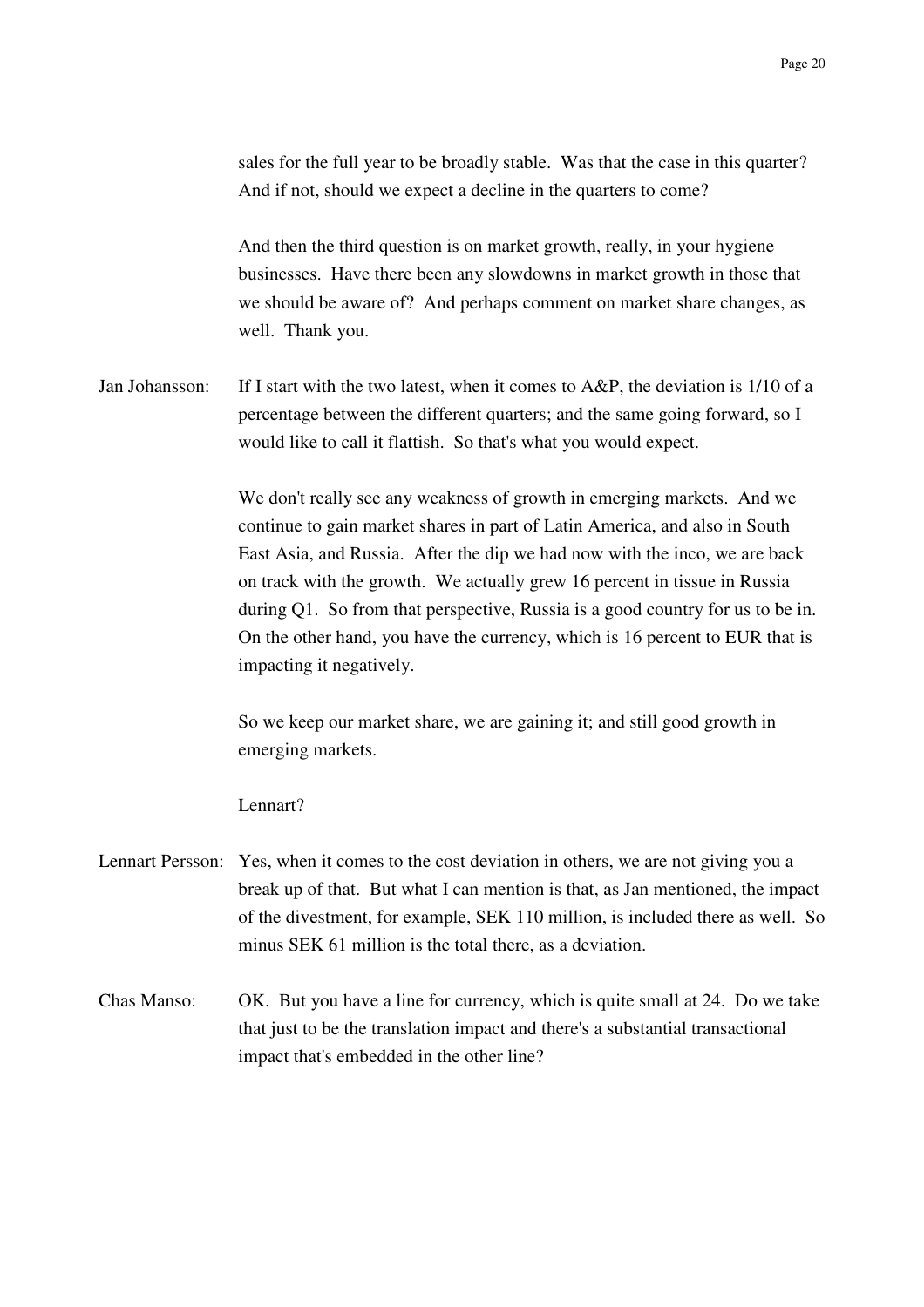sales for the full year to be broadly stable. Was that the case in this quarter? And if not, should we expect a decline in the quarters to come?

And then the third question is on market growth, really, in your hygiene businesses. Have there been any slowdowns in market growth in those that we should be aware of? And perhaps comment on market share changes, as well. Thank you.

Jan Johansson: If I start with the two latest, when it comes to A&P, the deviation is 1/10 of a percentage between the different quarters; and the same going forward, so I would like to call it flattish. So that's what you would expect.

We don't really see any weakness of growth in emerging markets. And we continue to gain market shares in part of Latin America, and also in South East Asia, and Russia. After the dip we had now with the inco, we are back on track with the growth. We actually grew 16 percent in tissue in Russia during Q1. So from that perspective, Russia is a good country for us to be in. On the other hand, you have the currency, which is 16 percent to EUR that is impacting it negatively.

So we keep our market share, we are gaining it; and still good growth in emerging markets.

Lennart?

Lennart Persson: Yes, when it comes to the cost deviation in others, we are not giving you a break up of that. But what I can mention is that, as Jan mentioned, the impact of the divestment, for example, SEK 110 million, is included there as well. So minus SEK 61 million is the total there, as a deviation.

Chas Manso: OK. But you have a line for currency, which is quite small at 24. Do we take that just to be the translation impact and there's a substantial transactional impact that's embedded in the other line?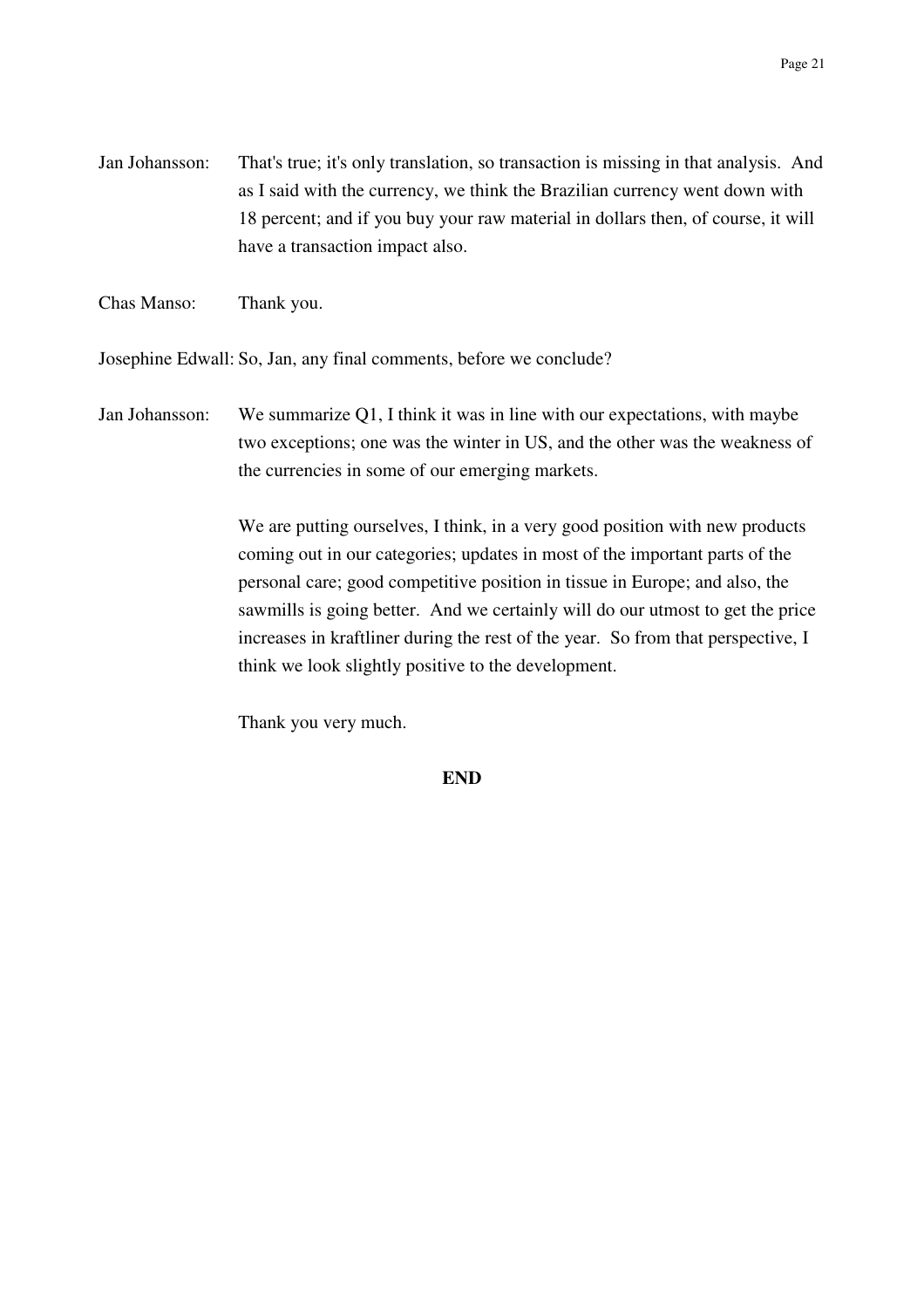Jan Johansson: That's true; it's only translation, so transaction is missing in that analysis. And as I said with the currency, we think the Brazilian currency went down with 18 percent; and if you buy your raw material in dollars then, of course, it will have a transaction impact also.

Chas Manso: Thank you.

Josephine Edwall: So, Jan, any final comments, before we conclude?

Jan Johansson: We summarize Q1, I think it was in line with our expectations, with maybe two exceptions; one was the winter in US, and the other was the weakness of the currencies in some of our emerging markets.

We are putting ourselves, I think, in a very good position with new products coming out in our categories; updates in most of the important parts of the personal care; good competitive position in tissue in Europe; and also, the sawmills is going better. And we certainly will do our utmost to get the price increases in kraftliner during the rest of the year. So from that perspective, I think we look slightly positive to the development.

Thank you very much.

**END**